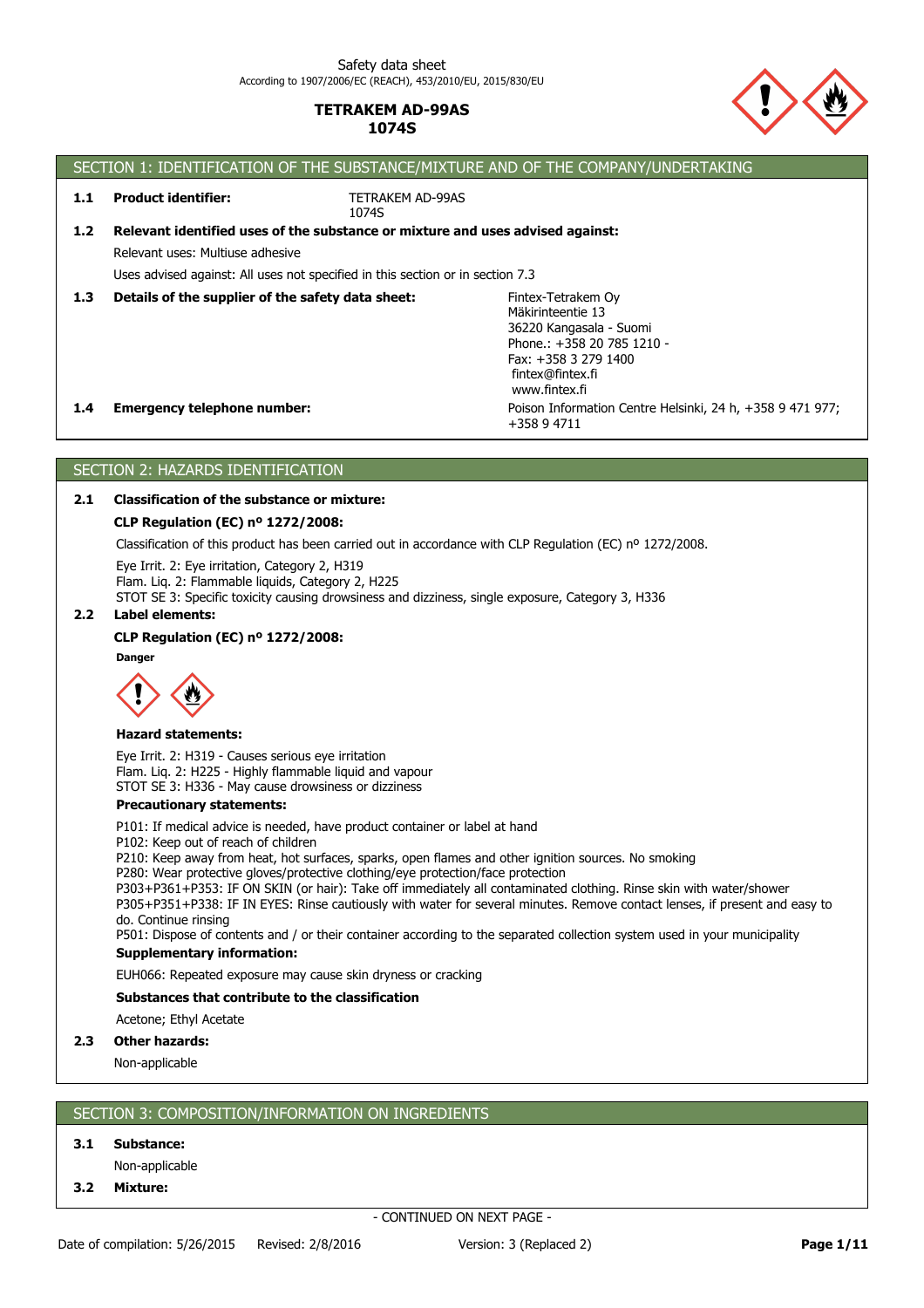Safety data sheet
According to 1907/2006/EC (REACH), 453/2010/EU, 2015/830/EU

# TETRAKEM AD-99AS
# 1074S

## SECTION 1: IDENTIFICATION OF THE SUBSTANCE/MIXTURE AND OF THE COMPANY/UNDERTAKING

**1.1 Product identifier:** TETRAKEM AD-99AS
1074S

**1.2 Relevant identified uses of the substance or mixture and uses advised against:**

Relevant uses: Multiuse adhesive

Uses advised against: All uses not specified in this section or in section 7.3

**1.3 Details of the supplier of the safety data sheet:**

Fintex-Tetrakem Oy
Mäkirinteentie 13
36220 Kangasala - Suomi
Phone.: +358 20 785 1210 -
Fax: +358 3 279 1400
fintex@fintex.fi
www.fintex.fi

**1.4 Emergency telephone number:** Poison Information Centre Helsinki, 24 h, +358 9 471 977; +358 9 4711

## SECTION 2: HAZARDS IDENTIFICATION

**2.1 Classification of the substance or mixture:**

**CLP Regulation (EC) nº 1272/2008:**

Classification of this product has been carried out in accordance with CLP Regulation (EC) nº 1272/2008.

Eye Irrit. 2: Eye irritation, Category 2, H319
Flam. Liq. 2: Flammable liquids, Category 2, H225
STOT SE 3: Specific toxicity causing drowsiness and dizziness, single exposure, Category 3, H336

**2.2 Label elements:**

**CLP Regulation (EC) nº 1272/2008:**

**Danger**

**Hazard statements:**

Eye Irrit. 2: H319 - Causes serious eye irritation
Flam. Liq. 2: H225 - Highly flammable liquid and vapour
STOT SE 3: H336 - May cause drowsiness or dizziness

**Precautionary statements:**

P101: If medical advice is needed, have product container or label at hand
P102: Keep out of reach of children
P210: Keep away from heat, hot surfaces, sparks, open flames and other ignition sources. No smoking
P280: Wear protective gloves/protective clothing/eye protection/face protection
P303+P361+P353: IF ON SKIN (or hair): Take off immediately all contaminated clothing. Rinse skin with water/shower
P305+P351+P338: IF IN EYES: Rinse cautiously with water for several minutes. Remove contact lenses, if present and easy to do. Continue rinsing
P501: Dispose of contents and / or their container according to the separated collection system used in your municipality

**Supplementary information:**

EUH066: Repeated exposure may cause skin dryness or cracking

**Substances that contribute to the classification**

Acetone; Ethyl Acetate

**2.3 Other hazards:**

Non-applicable

## SECTION 3: COMPOSITION/INFORMATION ON INGREDIENTS

**3.1 Substance:**

Non-applicable

**3.2 Mixture:**

- CONTINUED ON NEXT PAGE -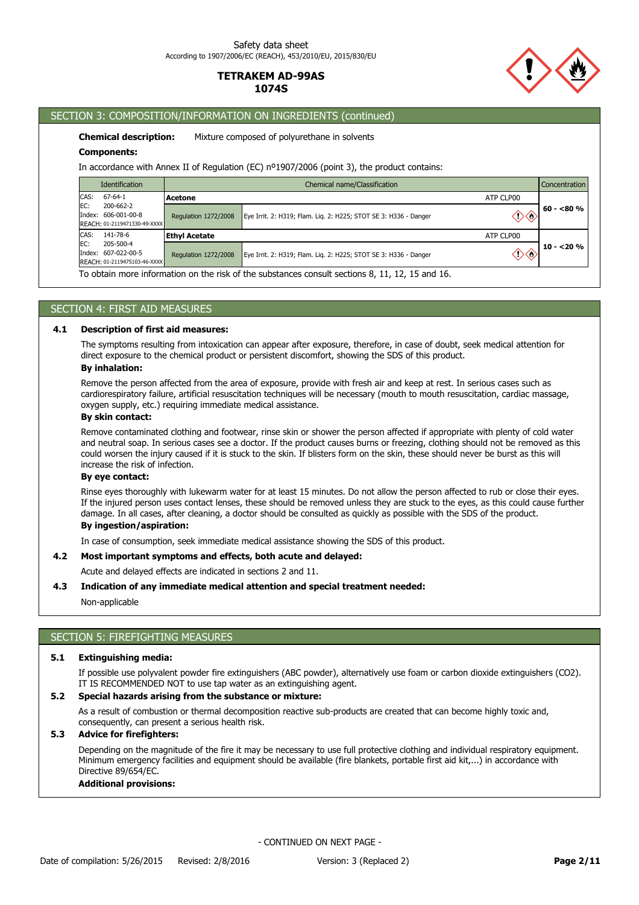## SECTION 3: COMPOSITION/INFORMATION ON INGREDIENTS (continued)

**Chemical description:** Mixture composed of polyurethane in solvents

**Components:**

In accordance with Annex II of Regulation (EC) nº1907/2006 (point 3), the product contains:

| Identification | Chemical name/Classification | | Concentration |
|---|---|---|---|
| CAS: 67-64-1<br>EC: 200-662-2<br>Index: 606-001-00-8<br>REACH: 01-2119471330-49-XXXX | **Acetone** | ATP CLP00 | 60 - <80 % |
| | Regulation 1272/2008 | Eye Irrit. 2: H319; Flam. Liq. 2: H225; STOT SE 3: H336 - Danger | |
| CAS: 141-78-6<br>EC: 205-500-4<br>Index: 607-022-00-5<br>REACH: 01-2119475103-46-XXXX | **Ethyl Acetate** | ATP CLP00 | 10 - <20 % |
| | Regulation 1272/2008 | Eye Irrit. 2: H319; Flam. Liq. 2: H225; STOT SE 3: H336 - Danger | |

To obtain more information on the risk of the substances consult sections 8, 11, 12, 15 and 16.

## SECTION 4: FIRST AID MEASURES

### 4.1 Description of first aid measures:

The symptoms resulting from intoxication can appear after exposure, therefore, in case of doubt, seek medical attention for direct exposure to the chemical product or persistent discomfort, showing the SDS of this product.

**By inhalation:**

Remove the person affected from the area of exposure, provide with fresh air and keep at rest. In serious cases such as cardiorespiratory failure, artificial resuscitation techniques will be necessary (mouth to mouth resuscitation, cardiac massage, oxygen supply, etc.) requiring immediate medical assistance.

**By skin contact:**

Remove contaminated clothing and footwear, rinse skin or shower the person affected if appropriate with plenty of cold water and neutral soap. In serious cases see a doctor. If the product causes burns or freezing, clothing should not be removed as this could worsen the injury caused if it is stuck to the skin. If blisters form on the skin, these should never be burst as this will increase the risk of infection.

**By eye contact:**

Rinse eyes thoroughly with lukewarm water for at least 15 minutes. Do not allow the person affected to rub or close their eyes. If the injured person uses contact lenses, these should be removed unless they are stuck to the eyes, as this could cause further damage. In all cases, after cleaning, a doctor should be consulted as quickly as possible with the SDS of the product.

**By ingestion/aspiration:**

In case of consumption, seek immediate medical assistance showing the SDS of this product.

### 4.2 Most important symptoms and effects, both acute and delayed:

Acute and delayed effects are indicated in sections 2 and 11.

### 4.3 Indication of any immediate medical attention and special treatment needed:

Non-applicable

## SECTION 5: FIREFIGHTING MEASURES

### 5.1 Extinguishing media:

If possible use polyvalent powder fire extinguishers (ABC powder), alternatively use foam or carbon dioxide extinguishers (CO2). IT IS RECOMMENDED NOT to use tap water as an extinguishing agent.

### 5.2 Special hazards arising from the substance or mixture:

As a result of combustion or thermal decomposition reactive sub-products are created that can become highly toxic and, consequently, can present a serious health risk.

### 5.3 Advice for firefighters:

Depending on the magnitude of the fire it may be necessary to use full protective clothing and individual respiratory equipment. Minimum emergency facilities and equipment should be available (fire blankets, portable first aid kit,...) in accordance with Directive 89/654/EC.

**Additional provisions:**

- CONTINUED ON NEXT PAGE -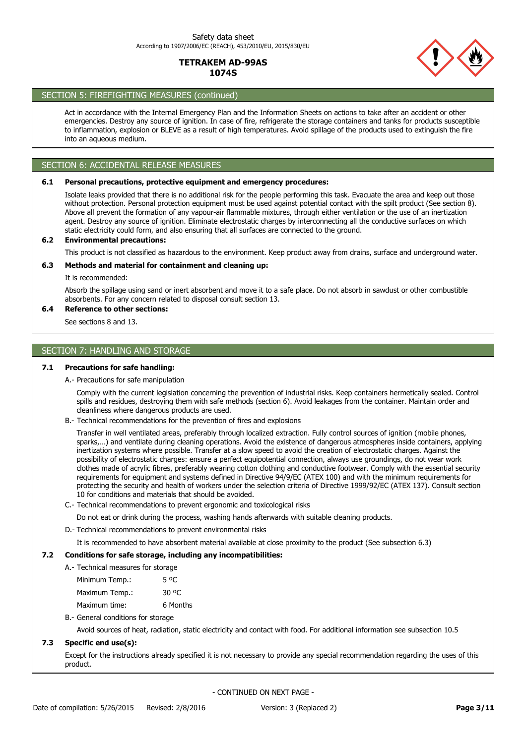## SECTION 5: FIREFIGHTING MEASURES (continued)

Act in accordance with the Internal Emergency Plan and the Information Sheets on actions to take after an accident or other emergencies. Destroy any source of ignition. In case of fire, refrigerate the storage containers and tanks for products susceptible to inflammation, explosion or BLEVE as a result of high temperatures. Avoid spillage of the products used to extinguish the fire into an aqueous medium.

## SECTION 6: ACCIDENTAL RELEASE MEASURES

### 6.1 Personal precautions, protective equipment and emergency procedures:

Isolate leaks provided that there is no additional risk for the people performing this task. Evacuate the area and keep out those without protection. Personal protection equipment must be used against potential contact with the spilt product (See section 8). Above all prevent the formation of any vapour-air flammable mixtures, through either ventilation or the use of an inertization agent. Destroy any source of ignition. Eliminate electrostatic charges by interconnecting all the conductive surfaces on which static electricity could form, and also ensuring that all surfaces are connected to the ground.

### 6.2 Environmental precautions:

This product is not classified as hazardous to the environment. Keep product away from drains, surface and underground water.

### 6.3 Methods and material for containment and cleaning up:

It is recommended:

Absorb the spillage using sand or inert absorbent and move it to a safe place. Do not absorb in sawdust or other combustible absorbents. For any concern related to disposal consult section 13.

### 6.4 Reference to other sections:

See sections 8 and 13.

## SECTION 7: HANDLING AND STORAGE

### 7.1 Precautions for safe handling:

A.- Precautions for safe manipulation

Comply with the current legislation concerning the prevention of industrial risks. Keep containers hermetically sealed. Control spills and residues, destroying them with safe methods (section 6). Avoid leakages from the container. Maintain order and cleanliness where dangerous products are used.

B.- Technical recommendations for the prevention of fires and explosions

Transfer in well ventilated areas, preferably through localized extraction. Fully control sources of ignition (mobile phones, sparks,…) and ventilate during cleaning operations. Avoid the existence of dangerous atmospheres inside containers, applying inertization systems where possible. Transfer at a slow speed to avoid the creation of electrostatic charges. Against the possibility of electrostatic charges: ensure a perfect equipotential connection, always use groundings, do not wear work clothes made of acrylic fibres, preferably wearing cotton clothing and conductive footwear. Comply with the essential security requirements for equipment and systems defined in Directive 94/9/EC (ATEX 100) and with the minimum requirements for protecting the security and health of workers under the selection criteria of Directive 1999/92/EC (ATEX 137). Consult section 10 for conditions and materials that should be avoided.

C.- Technical recommendations to prevent ergonomic and toxicological risks

Do not eat or drink during the process, washing hands afterwards with suitable cleaning products.

D.- Technical recommendations to prevent environmental risks

It is recommended to have absorbent material available at close proximity to the product (See subsection 6.3)

### 7.2 Conditions for safe storage, including any incompatibilities:

A.- Technical measures for storage

| | |
|---|---|
| Minimum Temp.: | 5 ºC |
| Maximum Temp.: | 30 ºC |
| Maximum time: | 6 Months |

B.- General conditions for storage

Avoid sources of heat, radiation, static electricity and contact with food. For additional information see subsection 10.5

### 7.3 Specific end use(s):

Except for the instructions already specified it is not necessary to provide any special recommendation regarding the uses of this product.

- CONTINUED ON NEXT PAGE -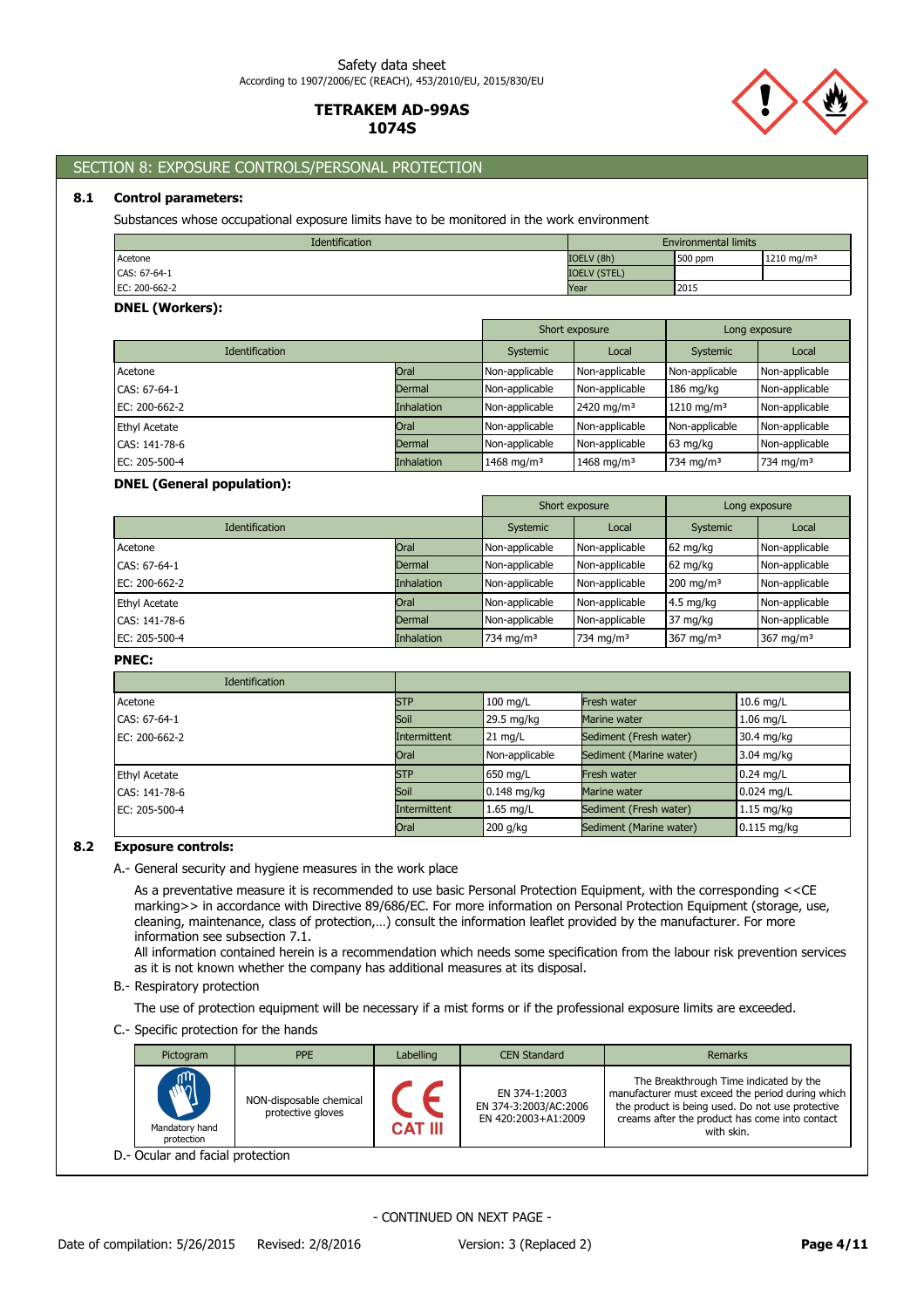## SECTION 8: EXPOSURE CONTROLS/PERSONAL PROTECTION

### 8.1 Control parameters:

Substances whose occupational exposure limits have to be monitored in the work environment

| Identification | Environmental limits | | |
|---|---|---|---|
| Acetone | IOELV (8h) | 500 ppm | 1210 mg/m³ |
| CAS: 67-64-1 | IOELV (STEL) | | |
| EC: 200-662-2 | Year | 2015 | |

**DNEL (Workers):**

| Identification | | Short exposure | | Long exposure | |
|---|---|---|---|---|---|
| | | Systemic | Local | Systemic | Local |
| Acetone | Oral | Non-applicable | Non-applicable | Non-applicable | Non-applicable |
| CAS: 67-64-1 | Dermal | Non-applicable | Non-applicable | 186 mg/kg | Non-applicable |
| EC: 200-662-2 | Inhalation | Non-applicable | 2420 mg/m³ | 1210 mg/m³ | Non-applicable |
| Ethyl Acetate | Oral | Non-applicable | Non-applicable | Non-applicable | Non-applicable |
| CAS: 141-78-6 | Dermal | Non-applicable | Non-applicable | 63 mg/kg | Non-applicable |
| EC: 205-500-4 | Inhalation | 1468 mg/m³ | 1468 mg/m³ | 734 mg/m³ | 734 mg/m³ |

**DNEL (General population):**

| Identification | | Short exposure | | Long exposure | |
|---|---|---|---|---|---|
| | | Systemic | Local | Systemic | Local |
| Acetone | Oral | Non-applicable | Non-applicable | 62 mg/kg | Non-applicable |
| CAS: 67-64-1 | Dermal | Non-applicable | Non-applicable | 62 mg/kg | Non-applicable |
| EC: 200-662-2 | Inhalation | Non-applicable | Non-applicable | 200 mg/m³ | Non-applicable |
| Ethyl Acetate | Oral | Non-applicable | Non-applicable | 4.5 mg/kg | Non-applicable |
| CAS: 141-78-6 | Dermal | Non-applicable | Non-applicable | 37 mg/kg | Non-applicable |
| EC: 205-500-4 | Inhalation | 734 mg/m³ | 734 mg/m³ | 367 mg/m³ | 367 mg/m³ |

**PNEC:**

| Identification | | | | |
|---|---|---|---|---|
| Acetone | STP | 100 mg/L | Fresh water | 10.6 mg/L |
| CAS: 67-64-1 | Soil | 29.5 mg/kg | Marine water | 1.06 mg/L |
| EC: 200-662-2 | Intermittent | 21 mg/L | Sediment (Fresh water) | 30.4 mg/kg |
| | Oral | Non-applicable | Sediment (Marine water) | 3.04 mg/kg |
| Ethyl Acetate | STP | 650 mg/L | Fresh water | 0.24 mg/L |
| CAS: 141-78-6 | Soil | 0.148 mg/kg | Marine water | 0.024 mg/L |
| EC: 205-500-4 | Intermittent | 1.65 mg/L | Sediment (Fresh water) | 1.15 mg/kg |
| | Oral | 200 g/kg | Sediment (Marine water) | 0.115 mg/kg |

### 8.2 Exposure controls:

A.- General security and hygiene measures in the work place

As a preventative measure it is recommended to use basic Personal Protection Equipment, with the corresponding <<CE marking>> in accordance with Directive 89/686/EC. For more information on Personal Protection Equipment (storage, use, cleaning, maintenance, class of protection,…) consult the information leaflet provided by the manufacturer. For more information see subsection 7.1.

All information contained herein is a recommendation which needs some specification from the labour risk prevention services as it is not known whether the company has additional measures at its disposal.

B.- Respiratory protection

The use of protection equipment will be necessary if a mist forms or if the professional exposure limits are exceeded.

C.- Specific protection for the hands

| Pictogram | PPE | Labelling | CEN Standard | Remarks |
|---|---|---|---|---|
| Mandatory hand protection | NON-disposable chemical protective gloves | CE CAT III | EN 374-1:2003<br>EN 374-3:2003/AC:2006<br>EN 420:2003+A1:2009 | The Breakthrough Time indicated by the manufacturer must exceed the period during which the product is being used. Do not use protective creams after the product has come into contact with skin. |

D.- Ocular and facial protection

- CONTINUED ON NEXT PAGE -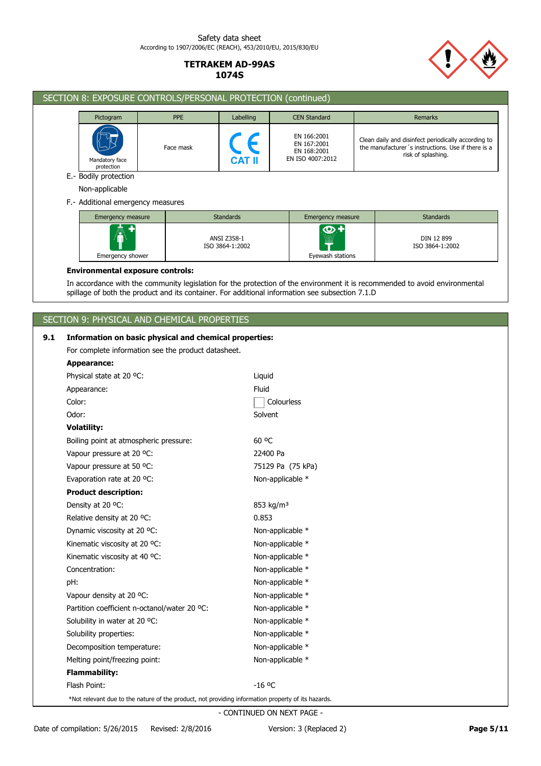## SECTION 8: EXPOSURE CONTROLS/PERSONAL PROTECTION (continued)

| Pictogram | PPE | Labelling | CEN Standard | Remarks |
|---|---|---|---|---|
| Mandatory face protection | Face mask | CAT II | EN 166:2001<br>EN 167:2001<br>EN 168:2001<br>EN ISO 4007:2012 | Clean daily and disinfect periodically according to the manufacturer´s instructions. Use if there is a risk of splashing. |

E.- Bodily protection

Non-applicable

F.- Additional emergency measures

| Emergency measure | Standards | Emergency measure | Standards |
|---|---|---|---|
| Emergency shower | ANSI Z358-1<br>ISO 3864-1:2002 | Eyewash stations | DIN 12 899<br>ISO 3864-1:2002 |

**Environmental exposure controls:**

In accordance with the community legislation for the protection of the environment it is recommended to avoid environmental spillage of both the product and its container. For additional information see subsection 7.1.D

## SECTION 9: PHYSICAL AND CHEMICAL PROPERTIES

### 9.1 Information on basic physical and chemical properties:

For complete information see the product datasheet.

**Appearance:**

| | |
|---|---|
| Physical state at 20 ºC: | Liquid |
| Appearance: | Fluid |
| Color: | Colourless |
| Odor: | Solvent |

**Volatility:**

| | |
|---|---|
| Boiling point at atmospheric pressure: | 60 ºC |
| Vapour pressure at 20 ºC: | 22400 Pa |
| Vapour pressure at 50 ºC: | 75129 Pa (75 kPa) |
| Evaporation rate at 20 ºC: | Non-applicable * |

**Product description:**

| | |
|---|---|
| Density at 20 ºC: | 853 kg/m³ |
| Relative density at 20 ºC: | 0.853 |
| Dynamic viscosity at 20 ºC: | Non-applicable * |
| Kinematic viscosity at 20 ºC: | Non-applicable * |
| Kinematic viscosity at 40 ºC: | Non-applicable * |
| Concentration: | Non-applicable * |
| pH: | Non-applicable * |
| Vapour density at 20 ºC: | Non-applicable * |
| Partition coefficient n-octanol/water 20 ºC: | Non-applicable * |
| Solubility in water at 20 ºC: | Non-applicable * |
| Solubility properties: | Non-applicable * |
| Decomposition temperature: | Non-applicable * |
| Melting point/freezing point: | Non-applicable * |

**Flammability:**

| | |
|---|---|
| Flash Point: | -16 ºC |

*Not relevant due to the nature of the product, not providing information property of its hazards.

- CONTINUED ON NEXT PAGE -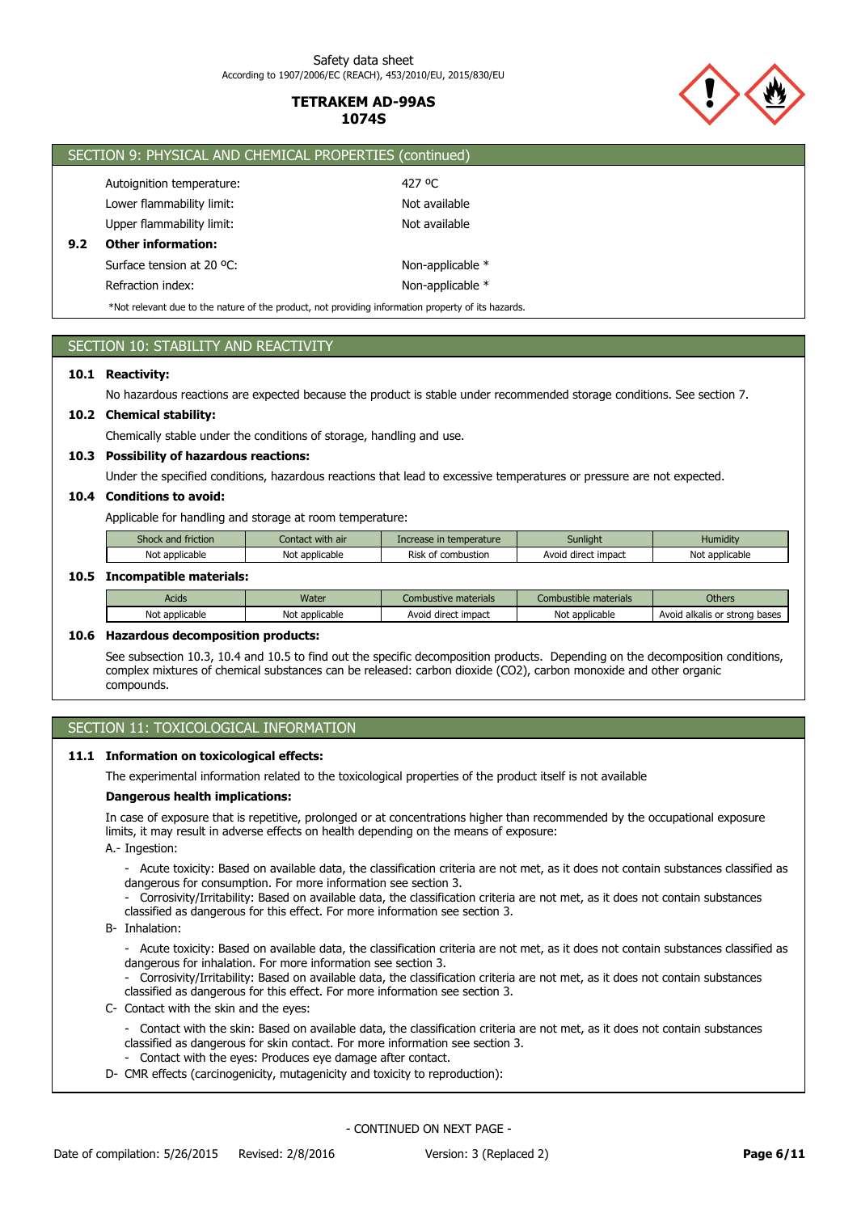## SECTION 9: PHYSICAL AND CHEMICAL PROPERTIES (continued)

Autoignition temperature: 427 ºC

Lower flammability limit: Not available

Upper flammability limit: Not available

**9.2 Other information:**

Surface tension at 20 ºC: Non-applicable *

Refraction index: Non-applicable *

*Not relevant due to the nature of the product, not providing information property of its hazards.

## SECTION 10: STABILITY AND REACTIVITY

**10.1 Reactivity:**

No hazardous reactions are expected because the product is stable under recommended storage conditions. See section 7.

**10.2 Chemical stability:**

Chemically stable under the conditions of storage, handling and use.

**10.3 Possibility of hazardous reactions:**

Under the specified conditions, hazardous reactions that lead to excessive temperatures or pressure are not expected.

**10.4 Conditions to avoid:**

Applicable for handling and storage at room temperature:

| Shock and friction | Contact with air | Increase in temperature | Sunlight | Humidity |
|---|---|---|---|---|
| Not applicable | Not applicable | Risk of combustion | Avoid direct impact | Not applicable |

**10.5 Incompatible materials:**

| Acids | Water | Combustive materials | Combustible materials | Others |
|---|---|---|---|---|
| Not applicable | Not applicable | Avoid direct impact | Not applicable | Avoid alkalis or strong bases |

**10.6 Hazardous decomposition products:**

See subsection 10.3, 10.4 and 10.5 to find out the specific decomposition products. Depending on the decomposition conditions, complex mixtures of chemical substances can be released: carbon dioxide ($CO_2$), carbon monoxide and other organic compounds.

## SECTION 11: TOXICOLOGICAL INFORMATION

**11.1 Information on toxicological effects:**

The experimental information related to the toxicological properties of the product itself is not available

**Dangerous health implications:**

In case of exposure that is repetitive, prolonged or at concentrations higher than recommended by the occupational exposure limits, it may result in adverse effects on health depending on the means of exposure:

A.- Ingestion:

- Acute toxicity: Based on available data, the classification criteria are not met, as it does not contain substances classified as dangerous for consumption. For more information see section 3.
- Corrosivity/Irritability: Based on available data, the classification criteria are not met, as it does not contain substances classified as dangerous for this effect. For more information see section 3.

B- Inhalation:

- Acute toxicity: Based on available data, the classification criteria are not met, as it does not contain substances classified as dangerous for inhalation. For more information see section 3.
- Corrosivity/Irritability: Based on available data, the classification criteria are not met, as it does not contain substances classified as dangerous for this effect. For more information see section 3.

C- Contact with the skin and the eyes:

- Contact with the skin: Based on available data, the classification criteria are not met, as it does not contain substances classified as dangerous for skin contact. For more information see section 3.
- Contact with the eyes: Produces eye damage after contact.

D- CMR effects (carcinogenicity, mutagenicity and toxicity to reproduction):

- CONTINUED ON NEXT PAGE -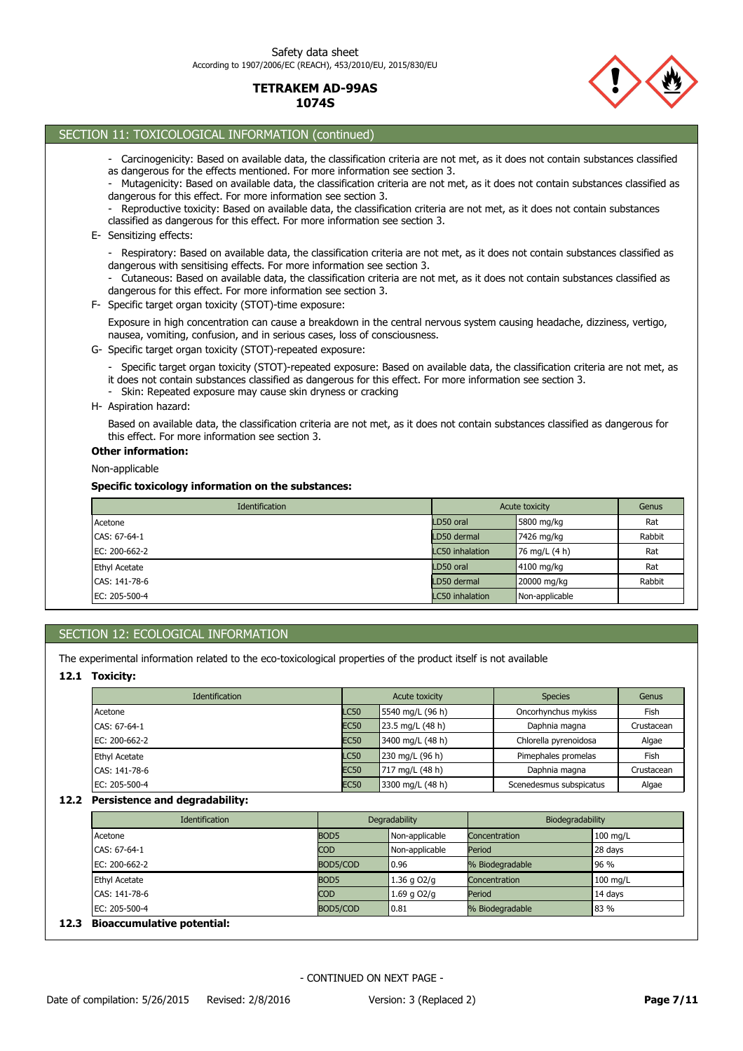## SECTION 11: TOXICOLOGICAL INFORMATION (continued)

- Carcinogenicity: Based on available data, the classification criteria are not met, as it does not contain substances classified as dangerous for the effects mentioned. For more information see section 3.
- Mutagenicity: Based on available data, the classification criteria are not met, as it does not contain substances classified as dangerous for this effect. For more information see section 3.
- Reproductive toxicity: Based on available data, the classification criteria are not met, as it does not contain substances classified as dangerous for this effect. For more information see section 3.

E- Sensitizing effects:

- Respiratory: Based on available data, the classification criteria are not met, as it does not contain substances classified as dangerous with sensitising effects. For more information see section 3.
- Cutaneous: Based on available data, the classification criteria are not met, as it does not contain substances classified as dangerous for this effect. For more information see section 3.

F- Specific target organ toxicity (STOT)-time exposure:

Exposure in high concentration can cause a breakdown in the central nervous system causing headache, dizziness, vertigo, nausea, vomiting, confusion, and in serious cases, loss of consciousness.

G- Specific target organ toxicity (STOT)-repeated exposure:

- Specific target organ toxicity (STOT)-repeated exposure: Based on available data, the classification criteria are not met, as it does not contain substances classified as dangerous for this effect. For more information see section 3.
- Skin: Repeated exposure may cause skin dryness or cracking

H- Aspiration hazard:

Based on available data, the classification criteria are not met, as it does not contain substances classified as dangerous for this effect. For more information see section 3.

**Other information:**

Non-applicable

**Specific toxicology information on the substances:**

| Identification | Acute toxicity | | Genus |
|---|---|---|---|
| Acetone | LD50 oral | 5800 mg/kg | Rat |
| CAS: 67-64-1 | LD50 dermal | 7426 mg/kg | Rabbit |
| EC: 200-662-2 | LC50 inhalation | 76 mg/L (4 h) | Rat |
| Ethyl Acetate | LD50 oral | 4100 mg/kg | Rat |
| CAS: 141-78-6 | LD50 dermal | 20000 mg/kg | Rabbit |
| EC: 205-500-4 | LC50 inhalation | Non-applicable | |

## SECTION 12: ECOLOGICAL INFORMATION

The experimental information related to the eco-toxicological properties of the product itself is not available

### 12.1 Toxicity:

| Identification | Acute toxicity | | Species | Genus |
|---|---|---|---|---|
| Acetone | LC50 | 5540 mg/L (96 h) | Oncorhynchus mykiss | Fish |
| CAS: 67-64-1 | EC50 | 23.5 mg/L (48 h) | Daphnia magna | Crustacean |
| EC: 200-662-2 | EC50 | 3400 mg/L (48 h) | Chlorella pyrenoidosa | Algae |
| Ethyl Acetate | LC50 | 230 mg/L (96 h) | Pimephales promelas | Fish |
| CAS: 141-78-6 | EC50 | 717 mg/L (48 h) | Daphnia magna | Crustacean |
| EC: 205-500-4 | EC50 | 3300 mg/L (48 h) | Scenedesmus subspicatus | Algae |

### 12.2 Persistence and degradability:

| Identification | Degradability | | Biodegradability | |
|---|---|---|---|---|
| Acetone | BOD5 | Non-applicable | Concentration | 100 mg/L |
| CAS: 67-64-1 | COD | Non-applicable | Period | 28 days |
| EC: 200-662-2 | BOD5/COD | 0.96 | % Biodegradable | 96 % |
| Ethyl Acetate | BOD5 | 1.36 g O2/g | Concentration | 100 mg/L |
| CAS: 141-78-6 | COD | 1.69 g O2/g | Period | 14 days |
| EC: 205-500-4 | BOD5/COD | 0.81 | % Biodegradable | 83 % |

### 12.3 Bioaccumulative potential: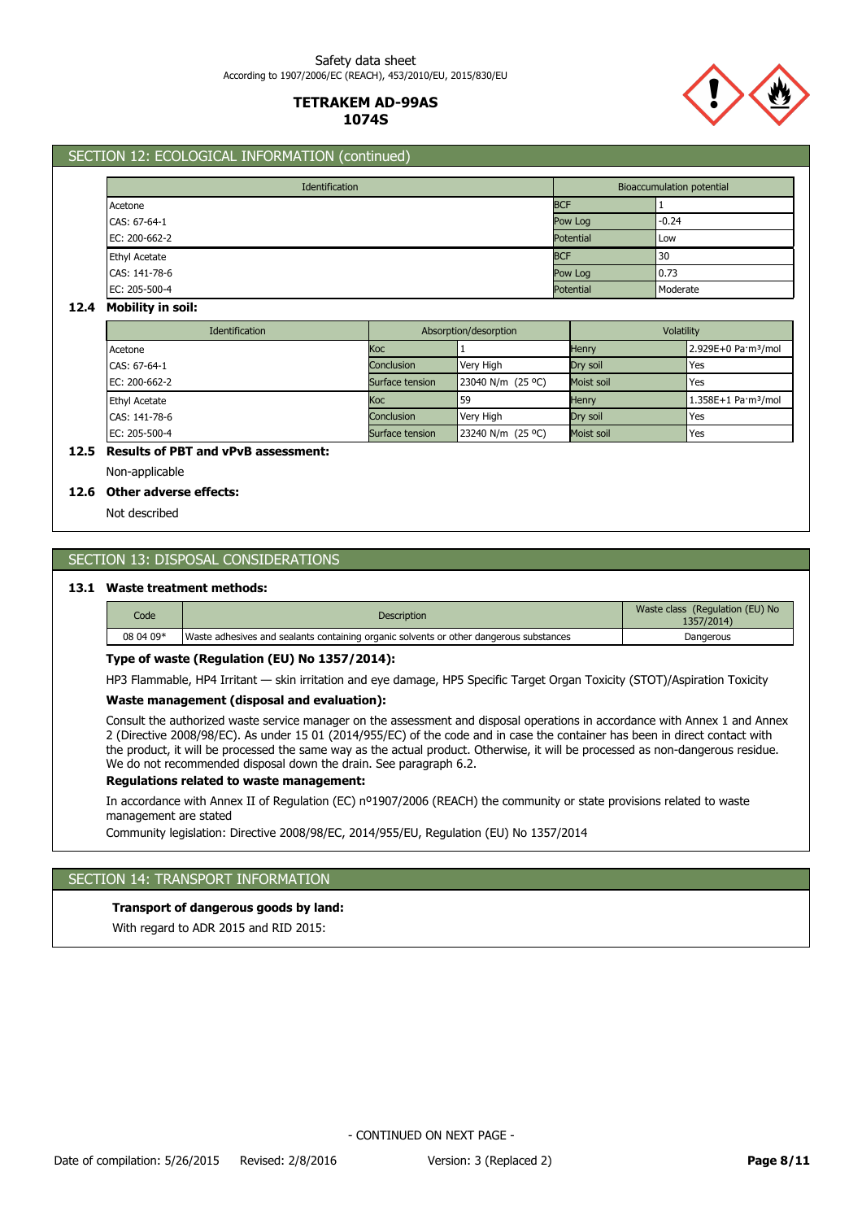## SECTION 12: ECOLOGICAL INFORMATION (continued)

| Identification | Bioaccumulation potential | |
|---|---|---|
| Acetone | BCF | 1 |
| CAS: 67-64-1 | Pow Log | -0.24 |
| EC: 200-662-2 | Potential | Low |
| Ethyl Acetate | BCF | 30 |
| CAS: 141-78-6 | Pow Log | 0.73 |
| EC: 205-500-4 | Potential | Moderate |

### 12.4 Mobility in soil:

| Identification | Absorption/desorption | | Volatility | |
|---|---|---|---|---|
| Acetone | Koc | 1 | Henry | 2.929E+0 Pa·m³/mol |
| CAS: 67-64-1 | Conclusion | Very High | Dry soil | Yes |
| EC: 200-662-2 | Surface tension | 23040 N/m (25 ºC) | Moist soil | Yes |
| Ethyl Acetate | Koc | 59 | Henry | 1.358E+1 Pa·m³/mol |
| CAS: 141-78-6 | Conclusion | Very High | Dry soil | Yes |
| EC: 205-500-4 | Surface tension | 23240 N/m (25 ºC) | Moist soil | Yes |

### 12.5 Results of PBT and vPvB assessment:

Non-applicable

### 12.6 Other adverse effects:

Not described

## SECTION 13: DISPOSAL CONSIDERATIONS

### 13.1 Waste treatment methods:

| Code | Description | Waste class (Regulation (EU) No 1357/2014) |
|---|---|---|
| 08 04 09* | Waste adhesives and sealants containing organic solvents or other dangerous substances | Dangerous |

**Type of waste (Regulation (EU) No 1357/2014):**

HP3 Flammable, HP4 Irritant — skin irritation and eye damage, HP5 Specific Target Organ Toxicity (STOT)/Aspiration Toxicity

**Waste management (disposal and evaluation):**

Consult the authorized waste service manager on the assessment and disposal operations in accordance with Annex 1 and Annex 2 (Directive 2008/98/EC). As under 15 01 (2014/955/EC) of the code and in case the container has been in direct contact with the product, it will be processed the same way as the actual product. Otherwise, it will be processed as non-dangerous residue. We do not recommended disposal down the drain. See paragraph 6.2.

**Regulations related to waste management:**

In accordance with Annex II of Regulation (EC) nº1907/2006 (REACH) the community or state provisions related to waste management are stated

Community legislation: Directive 2008/98/EC, 2014/955/EU, Regulation (EU) No 1357/2014

## SECTION 14: TRANSPORT INFORMATION

**Transport of dangerous goods by land:**

With regard to ADR 2015 and RID 2015: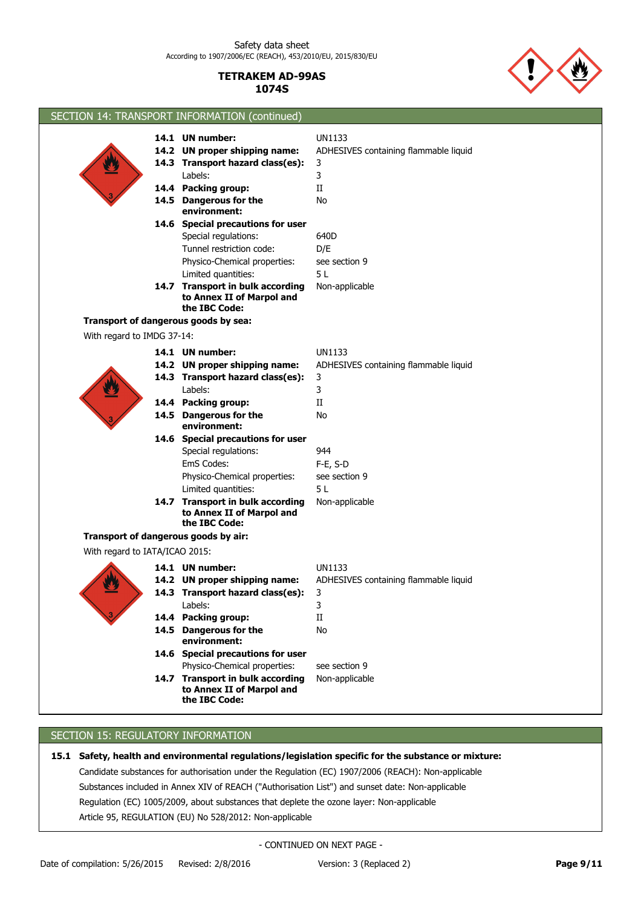## SECTION 14: TRANSPORT INFORMATION (continued)

| | |
|---|---|
| **14.1 UN number:** | UN1133 |
| **14.2 UN proper shipping name:** | ADHESIVES containing flammable liquid |
| **14.3 Transport hazard class(es):** | 3 |
| Labels: | 3 |
| **14.4 Packing group:** | II |
| **14.5 Dangerous for the environment:** | No |
| **14.6 Special precautions for user** | |
| Special regulations: | 640D |
| Tunnel restriction code: | D/E |
| Physico-Chemical properties: | see section 9 |
| Limited quantities: | 5 L |
| **14.7 Transport in bulk according to Annex II of Marpol and the IBC Code:** | Non-applicable |

**Transport of dangerous goods by sea:**

With regard to IMDG 37-14:

| | |
|---|---|
| **14.1 UN number:** | UN1133 |
| **14.2 UN proper shipping name:** | ADHESIVES containing flammable liquid |
| **14.3 Transport hazard class(es):** | 3 |
| Labels: | 3 |
| **14.4 Packing group:** | II |
| **14.5 Dangerous for the environment:** | No |
| **14.6 Special precautions for user** | |
| Special regulations: | 944 |
| EmS Codes: | F-E, S-D |
| Physico-Chemical properties: | see section 9 |
| Limited quantities: | 5 L |
| **14.7 Transport in bulk according to Annex II of Marpol and the IBC Code:** | Non-applicable |

**Transport of dangerous goods by air:**

With regard to IATA/ICAO 2015:

| | |
|---|---|
| **14.1 UN number:** | UN1133 |
| **14.2 UN proper shipping name:** | ADHESIVES containing flammable liquid |
| **14.3 Transport hazard class(es):** | 3 |
| Labels: | 3 |
| **14.4 Packing group:** | II |
| **14.5 Dangerous for the environment:** | No |
| **14.6 Special precautions for user** | |
| Physico-Chemical properties: | see section 9 |
| **14.7 Transport in bulk according to Annex II of Marpol and the IBC Code:** | Non-applicable |

## SECTION 15: REGULATORY INFORMATION

**15.1 Safety, health and environmental regulations/legislation specific for the substance or mixture:**

Candidate substances for authorisation under the Regulation (EC) 1907/2006 (REACH): Non-applicable

Substances included in Annex XIV of REACH ("Authorisation List") and sunset date: Non-applicable

Regulation (EC) 1005/2009, about substances that deplete the ozone layer: Non-applicable

Article 95, REGULATION (EU) No 528/2012: Non-applicable

- CONTINUED ON NEXT PAGE -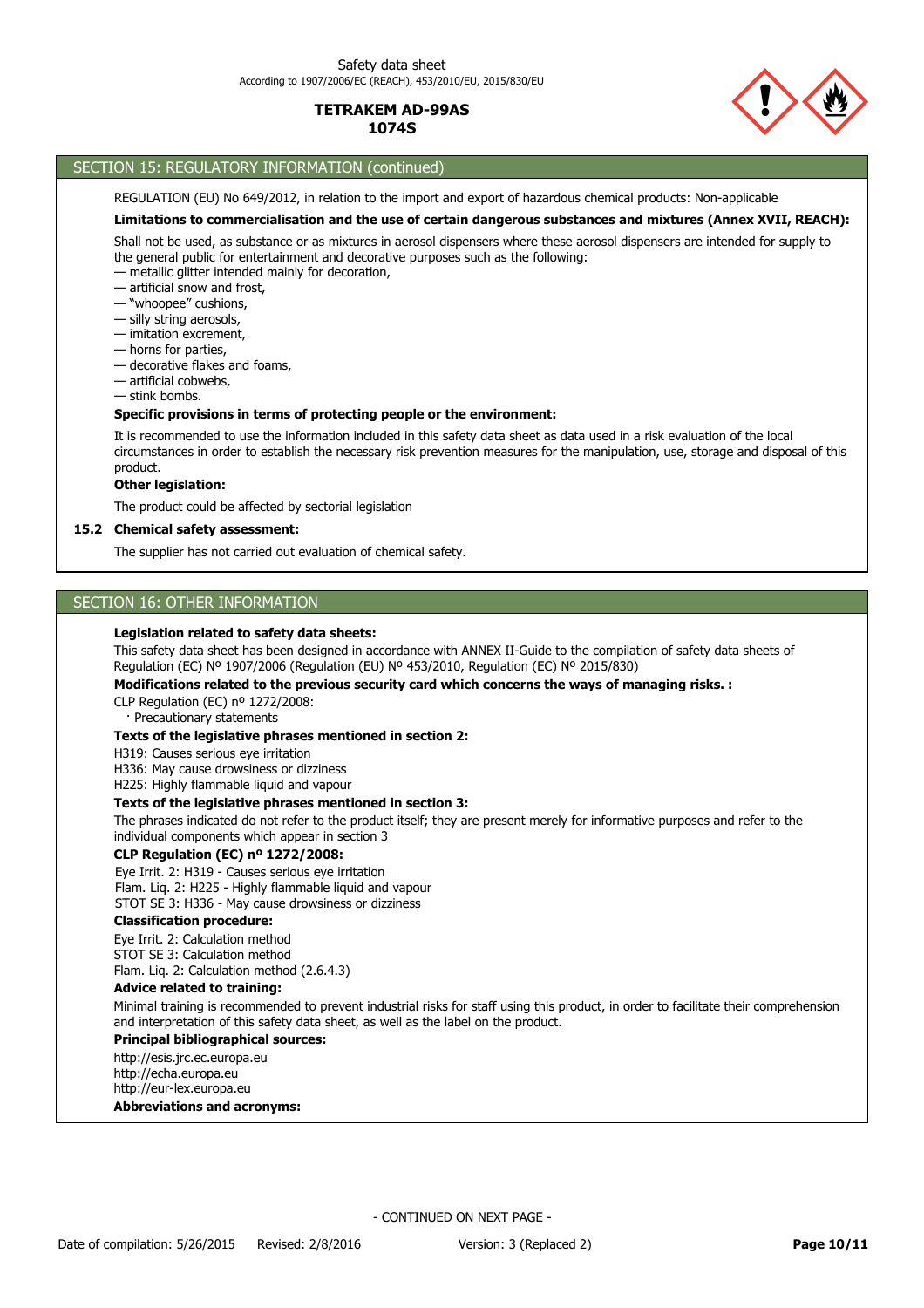## SECTION 15: REGULATORY INFORMATION (continued)

REGULATION (EU) No 649/2012, in relation to the import and export of hazardous chemical products: Non-applicable

**Limitations to commercialisation and the use of certain dangerous substances and mixtures (Annex XVII, REACH):**

Shall not be used, as substance or as mixtures in aerosol dispensers where these aerosol dispensers are intended for supply to the general public for entertainment and decorative purposes such as the following:
— metallic glitter intended mainly for decoration,
— artificial snow and frost,
— "whoopee" cushions,
— silly string aerosols,
— imitation excrement,
— horns for parties,
— decorative flakes and foams,
— artificial cobwebs,
— stink bombs.

**Specific provisions in terms of protecting people or the environment:**

It is recommended to use the information included in this safety data sheet as data used in a risk evaluation of the local circumstances in order to establish the necessary risk prevention measures for the manipulation, use, storage and disposal of this product.

**Other legislation:**

The product could be affected by sectorial legislation

### 15.2 Chemical safety assessment:

The supplier has not carried out evaluation of chemical safety.

## SECTION 16: OTHER INFORMATION

**Legislation related to safety data sheets:**

This safety data sheet has been designed in accordance with ANNEX II-Guide to the compilation of safety data sheets of Regulation (EC) Nº 1907/2006 (Regulation (EU) Nº 453/2010, Regulation (EC) Nº 2015/830)

**Modifications related to the previous security card which concerns the ways of managing risks. :**

CLP Regulation (EC) nº 1272/2008:
· Precautionary statements

**Texts of the legislative phrases mentioned in section 2:**

H319: Causes serious eye irritation
H336: May cause drowsiness or dizziness
H225: Highly flammable liquid and vapour

**Texts of the legislative phrases mentioned in section 3:**

The phrases indicated do not refer to the product itself; they are present merely for informative purposes and refer to the individual components which appear in section 3

**CLP Regulation (EC) nº 1272/2008:**

Eye Irrit. 2: H319 - Causes serious eye irritation
Flam. Liq. 2: H225 - Highly flammable liquid and vapour
STOT SE 3: H336 - May cause drowsiness or dizziness

**Classification procedure:**

Eye Irrit. 2: Calculation method
STOT SE 3: Calculation method
Flam. Liq. 2: Calculation method (2.6.4.3)

**Advice related to training:**

Minimal training is recommended to prevent industrial risks for staff using this product, in order to facilitate their comprehension and interpretation of this safety data sheet, as well as the label on the product.

**Principal bibliographical sources:**

http://esis.jrc.ec.europa.eu
http://echa.europa.eu
http://eur-lex.europa.eu

**Abbreviations and acronyms:**

- CONTINUED ON NEXT PAGE -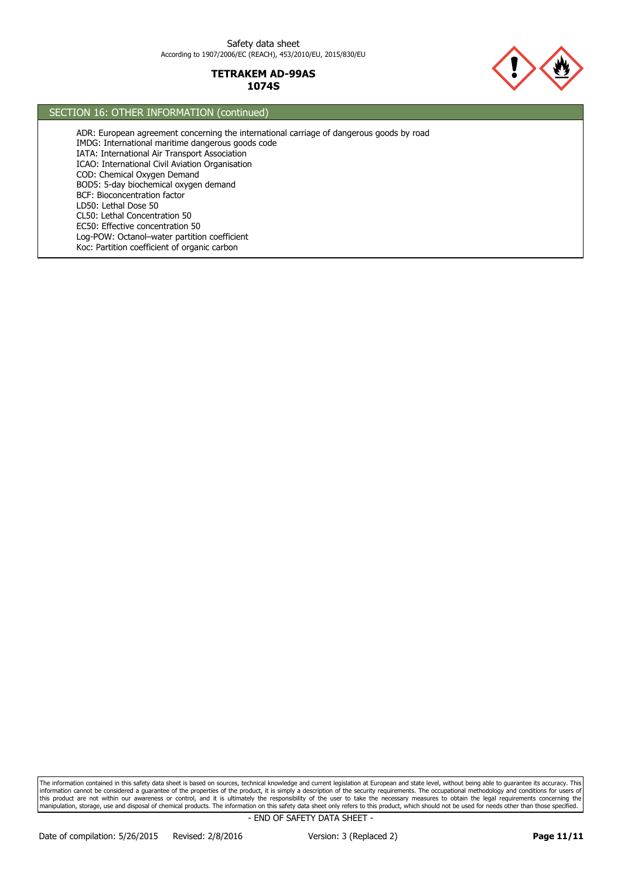## SECTION 16: OTHER INFORMATION (continued)

ADR: European agreement concerning the international carriage of dangerous goods by road
IMDG: International maritime dangerous goods code
IATA: International Air Transport Association
ICAO: International Civil Aviation Organisation
COD: Chemical Oxygen Demand
BOD5: 5-day biochemical oxygen demand
BCF: Bioconcentration factor
LD50: Lethal Dose 50
CL50: Lethal Concentration 50
EC50: Effective concentration 50
Log-POW: Octanol–water partition coefficient
Koc: Partition coefficient of organic carbon

The information contained in this safety data sheet is based on sources, technical knowledge and current legislation at European and state level, without being able to guarantee its accuracy. This information cannot be considered a guarantee of the properties of the product, it is simply a description of the security requirements. The occupational methodology and conditions for users of this product are not within our awareness or control, and it is ultimately the responsibility of the user to take the necessary measures to obtain the legal requirements concerning the manipulation, storage, use and disposal of chemical products. The information on this safety data sheet only refers to this product, which should not be used for needs other than those specified.

- END OF SAFETY DATA SHEET -